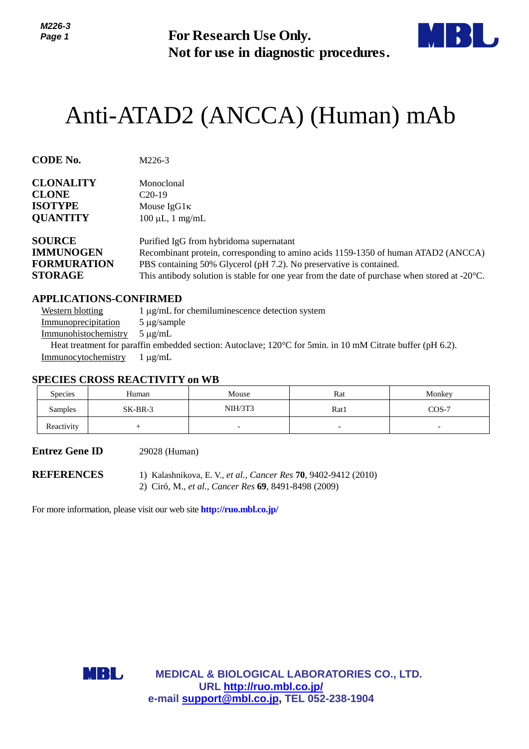**For Research Use Only.**
**Not for use in diagnostic procedures.**

# Anti-ATAD2 (ANCCA) (Human) mAb

**CODE No.** M226-3

**CLONALITY** Monoclonal
**CLONE** C20-19
**ISOTYPE** Mouse IgG1κ
**QUANTITY** 100 µL, 1 mg/mL

**SOURCE** Purified IgG from hybridoma supernatant
**IMMUNOGEN** Recombinant protein, corresponding to amino acids 1159-1350 of human ATAD2 (ANCCA)
**FORMURATION** PBS containing 50% Glycerol (pH 7.2). No preservative is contained.
**STORAGE** This antibody solution is stable for one year from the date of purchase when stored at -20°C.

## APPLICATIONS-CONFIRMED

Western blotting 1 µg/mL for chemiluminescence detection system
Immunoprecipitation 5 µg/sample
Immunohistochemistry 5 µg/mL
Heat treatment for paraffin embedded section: Autoclave; 120°C for 5min. in 10 mM Citrate buffer (pH 6.2).
Immunocytochemistry 1 µg/mL

## SPECIES CROSS REACTIVITY on WB

| Species | Human | Mouse | Rat | Monkey |
|---|---|---|---|---|
| Samples | SK-BR-3 | NIH/3T3 | Rat1 | COS-7 |
| Reactivity | + | - | - | - |

**Entrez Gene ID** 29028 (Human)

**REFERENCES**
1) Kalashnikova, E. V., *et al., Cancer Res* **70**, 9402-9412 (2010)
2) Ciró, M., *et al., Cancer Res* **69**, 8491-8498 (2009)

For more information, please visit our web site **http://ruo.mbl.co.jp/**

**MEDICAL & BIOLOGICAL LABORATORIES CO., LTD.**
**URL http://ruo.mbl.co.jp/**
**e-mail support@mbl.co.jp, TEL 052-238-1904**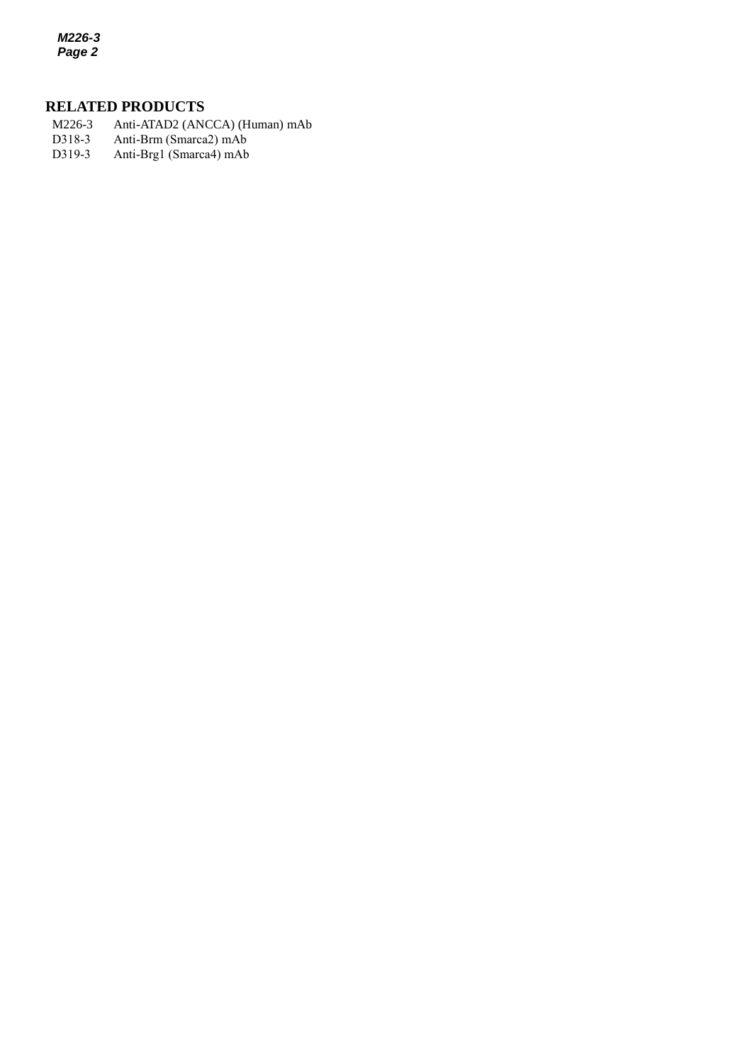## RELATED PRODUCTS

| | |
|---|---|
| M226-3 | Anti-ATAD2 (ANCCA) (Human) mAb |
| D318-3 | Anti-Brm (Smarca2) mAb |
| D319-3 | Anti-Brg1 (Smarca4) mAb |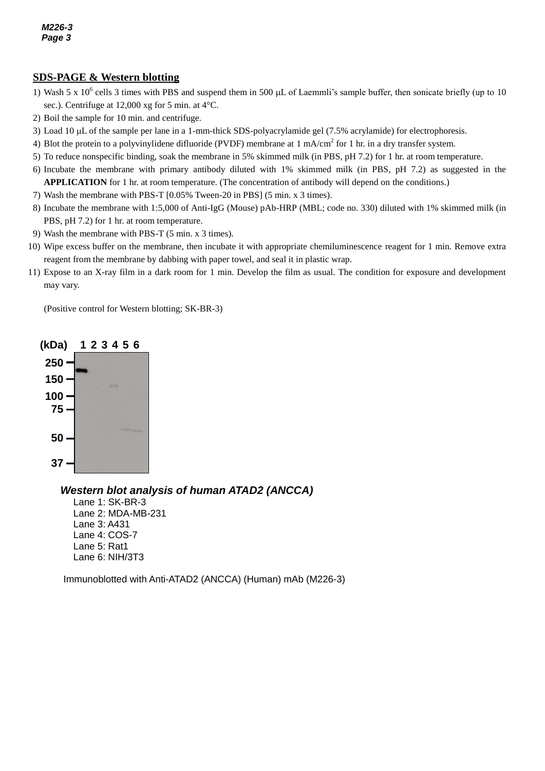## SDS-PAGE & Western blotting

1) Wash 5 x $10^6$ cells 3 times with PBS and suspend them in 500 μL of Laemmli's sample buffer, then sonicate briefly (up to 10 sec.). Centrifuge at 12,000 xg for 5 min. at 4°C.
2) Boil the sample for 10 min. and centrifuge.
3) Load 10 μL of the sample per lane in a 1-mm-thick SDS-polyacrylamide gel (7.5% acrylamide) for electrophoresis.
4) Blot the protein to a polyvinylidene difluoride (PVDF) membrane at 1 mA/$cm^2$ for 1 hr. in a dry transfer system.
5) To reduce nonspecific binding, soak the membrane in 5% skimmed milk (in PBS, pH 7.2) for 1 hr. at room temperature.
6) Incubate the membrane with primary antibody diluted with 1% skimmed milk (in PBS, pH 7.2) as suggested in the **APPLICATION** for 1 hr. at room temperature. (The concentration of antibody will depend on the conditions.)
7) Wash the membrane with PBS-T [0.05% Tween-20 in PBS] (5 min. x 3 times).
8) Incubate the membrane with 1:5,000 of Anti-IgG (Mouse) pAb-HRP (MBL; code no. 330) diluted with 1% skimmed milk (in PBS, pH 7.2) for 1 hr. at room temperature.
9) Wash the membrane with PBS-T (5 min. x 3 times).
10) Wipe excess buffer on the membrane, then incubate it with appropriate chemiluminescence reagent for 1 min. Remove extra reagent from the membrane by dabbing with paper towel, and seal it in plastic wrap.
11) Expose to an X-ray film in a dark room for 1 min. Develop the film as usual. The condition for exposure and development may vary.

(Positive control for Western blotting; SK-BR-3)

(kDa) 1 2 3 4 5 6

250, 150, 100, 75, 50, 37

***Western blot analysis of human ATAD2 (ANCCA)***

Lane 1: SK-BR-3
Lane 2: MDA-MB-231
Lane 3: A431
Lane 4: COS-7
Lane 5: Rat1
Lane 6: NIH/3T3

Immunoblotted with Anti-ATAD2 (ANCCA) (Human) mAb (M226-3)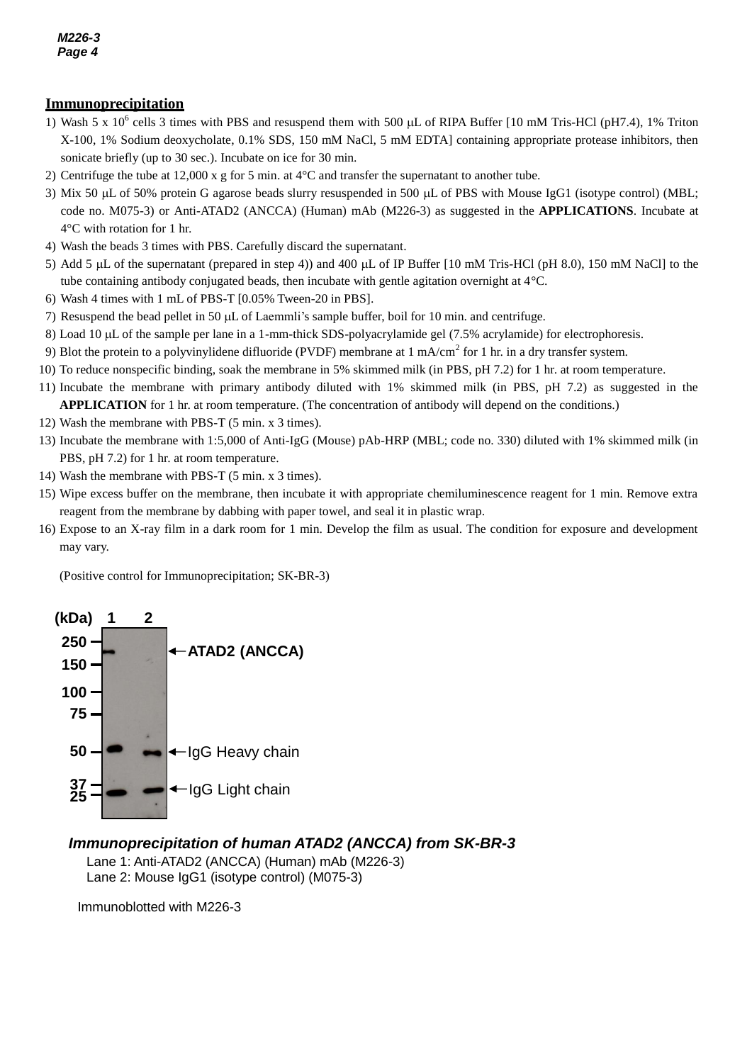## Immunoprecipitation

1) Wash 5 x $10^6$ cells 3 times with PBS and resuspend them with 500 μL of RIPA Buffer [10 mM Tris-HCl (pH7.4), 1% Triton X-100, 1% Sodium deoxycholate, 0.1% SDS, 150 mM NaCl, 5 mM EDTA] containing appropriate protease inhibitors, then sonicate briefly (up to 30 sec.). Incubate on ice for 30 min.
2) Centrifuge the tube at 12,000 x g for 5 min. at 4°C and transfer the supernatant to another tube.
3) Mix 50 μL of 50% protein G agarose beads slurry resuspended in 500 μL of PBS with Mouse IgG1 (isotype control) (MBL; code no. M075-3) or Anti-ATAD2 (ANCCA) (Human) mAb (M226-3) as suggested in the **APPLICATIONS**. Incubate at 4°C with rotation for 1 hr.
4) Wash the beads 3 times with PBS. Carefully discard the supernatant.
5) Add 5 μL of the supernatant (prepared in step 4)) and 400 μL of IP Buffer [10 mM Tris-HCl (pH 8.0), 150 mM NaCl] to the tube containing antibody conjugated beads, then incubate with gentle agitation overnight at 4°C.
6) Wash 4 times with 1 mL of PBS-T [0.05% Tween-20 in PBS].
7) Resuspend the bead pellet in 50 μL of Laemmli's sample buffer, boil for 10 min. and centrifuge.
8) Load 10 μL of the sample per lane in a 1-mm-thick SDS-polyacrylamide gel (7.5% acrylamide) for electrophoresis.
9) Blot the protein to a polyvinylidene difluoride (PVDF) membrane at 1 mA/$cm^2$ for 1 hr. in a dry transfer system.
10) To reduce nonspecific binding, soak the membrane in 5% skimmed milk (in PBS, pH 7.2) for 1 hr. at room temperature.
11) Incubate the membrane with primary antibody diluted with 1% skimmed milk (in PBS, pH 7.2) as suggested in the **APPLICATION** for 1 hr. at room temperature. (The concentration of antibody will depend on the conditions.)
12) Wash the membrane with PBS-T (5 min. x 3 times).
13) Incubate the membrane with 1:5,000 of Anti-IgG (Mouse) pAb-HRP (MBL; code no. 330) diluted with 1% skimmed milk (in PBS, pH 7.2) for 1 hr. at room temperature.
14) Wash the membrane with PBS-T (5 min. x 3 times).
15) Wipe excess buffer on the membrane, then incubate it with appropriate chemiluminescence reagent for 1 min. Remove extra reagent from the membrane by dabbing with paper towel, and seal it in plastic wrap.
16) Expose to an X-ray film in a dark room for 1 min. Develop the film as usual. The condition for exposure and development may vary.

(Positive control for Immunoprecipitation; SK-BR-3)

(kDa) 1 2
250, 150, 100, 75, 50, 37, 25
ATAD2 (ANCCA)
IgG Heavy chain
IgG Light chain

***Immunoprecipitation of human ATAD2 (ANCCA) from SK-BR-3***

Lane 1: Anti-ATAD2 (ANCCA) (Human) mAb (M226-3)
Lane 2: Mouse IgG1 (isotype control) (M075-3)

Immunoblotted with M226-3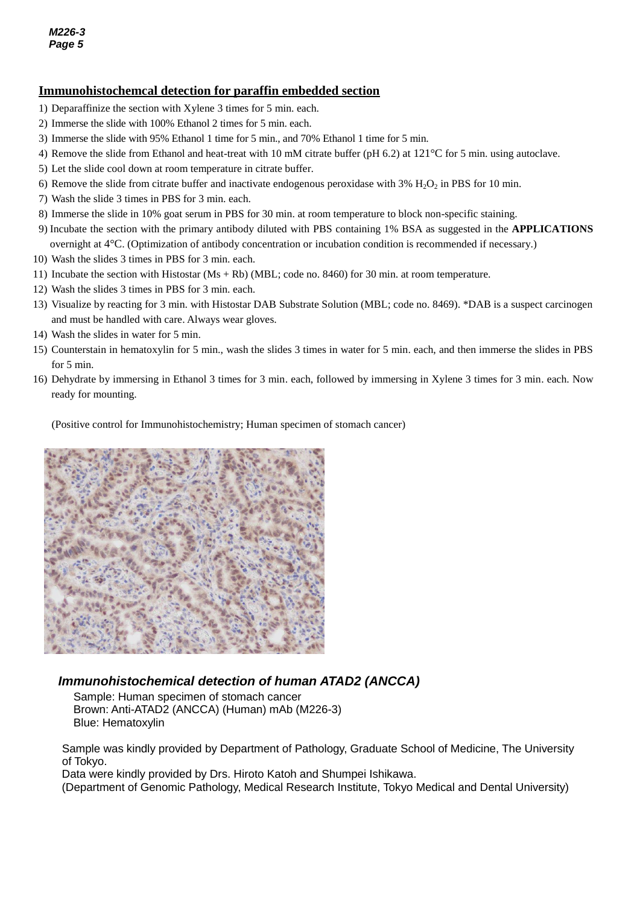## Immunohistochemcal detection for paraffin embedded section

1) Deparaffinize the section with Xylene 3 times for 5 min. each.
2) Immerse the slide with 100% Ethanol 2 times for 5 min. each.
3) Immerse the slide with 95% Ethanol 1 time for 5 min., and 70% Ethanol 1 time for 5 min.
4) Remove the slide from Ethanol and heat-treat with 10 mM citrate buffer (pH 6.2) at 121°C for 5 min. using autoclave.
5) Let the slide cool down at room temperature in citrate buffer.
6) Remove the slide from citrate buffer and inactivate endogenous peroxidase with 3% $H_2O_2$ in PBS for 10 min.
7) Wash the slide 3 times in PBS for 3 min. each.
8) Immerse the slide in 10% goat serum in PBS for 30 min. at room temperature to block non-specific staining.
9) Incubate the section with the primary antibody diluted with PBS containing 1% BSA as suggested in the **APPLICATIONS** overnight at 4°C. (Optimization of antibody concentration or incubation condition is recommended if necessary.)
10) Wash the slides 3 times in PBS for 3 min. each.
11) Incubate the section with Histostar (Ms + Rb) (MBL; code no. 8460) for 30 min. at room temperature.
12) Wash the slides 3 times in PBS for 3 min. each.
13) Visualize by reacting for 3 min. with Histostar DAB Substrate Solution (MBL; code no. 8469). *DAB is a suspect carcinogen and must be handled with care. Always wear gloves.
14) Wash the slides in water for 5 min.
15) Counterstain in hematoxylin for 5 min., wash the slides 3 times in water for 5 min. each, and then immerse the slides in PBS for 5 min.
16) Dehydrate by immersing in Ethanol 3 times for 3 min. each, followed by immersing in Xylene 3 times for 3 min. each. Now ready for mounting.

(Positive control for Immunohistochemistry; Human specimen of stomach cancer)

***Immunohistochemical detection of human ATAD2 (ANCCA)***

Sample: Human specimen of stomach cancer
Brown: Anti-ATAD2 (ANCCA) (Human) mAb (M226-3)
Blue: Hematoxylin

Sample was kindly provided by Department of Pathology, Graduate School of Medicine, The University of Tokyo.
Data were kindly provided by Drs. Hiroto Katoh and Shumpei Ishikawa.
(Department of Genomic Pathology, Medical Research Institute, Tokyo Medical and Dental University)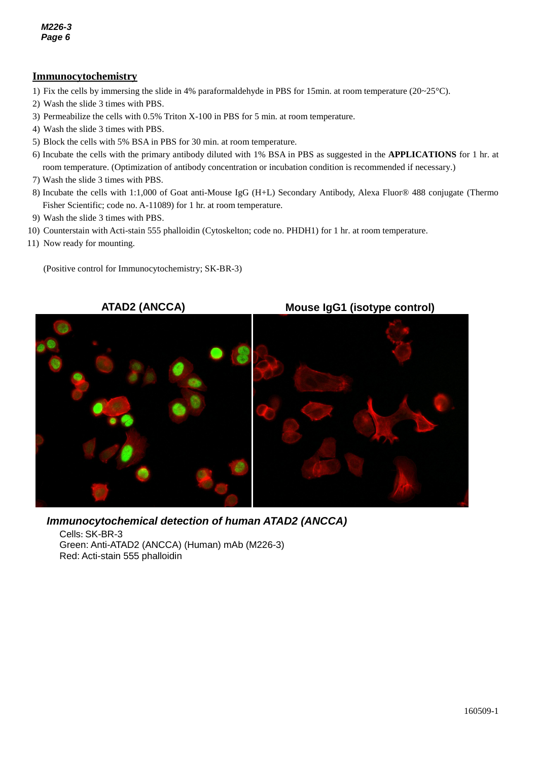## Immunocytochemistry

1) Fix the cells by immersing the slide in 4% paraformaldehyde in PBS for 15min. at room temperature (20~25°C).
2) Wash the slide 3 times with PBS.
3) Permeabilize the cells with 0.5% Triton X-100 in PBS for 5 min. at room temperature.
4) Wash the slide 3 times with PBS.
5) Block the cells with 5% BSA in PBS for 30 min. at room temperature.
6) Incubate the cells with the primary antibody diluted with 1% BSA in PBS as suggested in the **APPLICATIONS** for 1 hr. at room temperature. (Optimization of antibody concentration or incubation condition is recommended if necessary.)
7) Wash the slide 3 times with PBS.
8) Incubate the cells with 1:1,000 of Goat anti-Mouse IgG (H+L) Secondary Antibody, Alexa Fluor® 488 conjugate (Thermo Fisher Scientific; code no. A-11089) for 1 hr. at room temperature.
9) Wash the slide 3 times with PBS.
10) Counterstain with Acti-stain 555 phalloidin (Cytoskelton; code no. PHDH1) for 1 hr. at room temperature.
11) Now ready for mounting.

(Positive control for Immunocytochemistry; SK-BR-3)

ATAD2 (ANCCA)

Mouse IgG1 (isotype control)

***Immunocytochemical detection of human ATAD2 (ANCCA)***

Cells: SK-BR-3
Green: Anti-ATAD2 (ANCCA) (Human) mAb (M226-3)
Red: Acti-stain 555 phalloidin